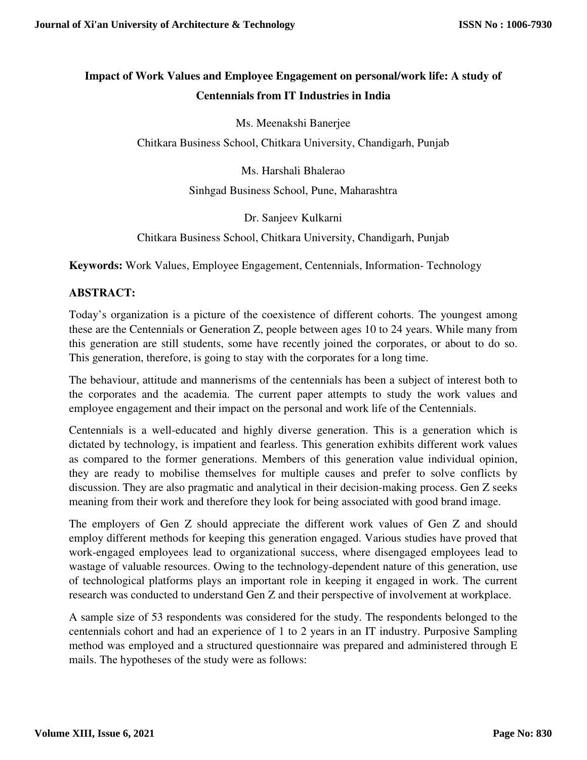# Impact of Work Values and Employee Engagement on personal/work life: A study of Centennials from IT Industries in India

Ms. Meenakshi Banerjee

Chitkara Business School, Chitkara University, Chandigarh, Punjab

Ms. Harshali Bhalerao

Sinhgad Business School, Pune, Maharashtra

Dr. Sanjeev Kulkarni

Chitkara Business School, Chitkara University, Chandigarh, Punjab

**Keywords:** Work Values, Employee Engagement, Centennials, Information- Technology

## ABSTRACT:

Today's organization is a picture of the coexistence of different cohorts. The youngest among these are the Centennials or Generation Z, people between ages 10 to 24 years. While many from this generation are still students, some have recently joined the corporates, or about to do so. This generation, therefore, is going to stay with the corporates for a long time.

The behaviour, attitude and mannerisms of the centennials has been a subject of interest both to the corporates and the academia. The current paper attempts to study the work values and employee engagement and their impact on the personal and work life of the Centennials.

Centennials is a well-educated and highly diverse generation. This is a generation which is dictated by technology, is impatient and fearless. This generation exhibits different work values as compared to the former generations. Members of this generation value individual opinion, they are ready to mobilise themselves for multiple causes and prefer to solve conflicts by discussion. They are also pragmatic and analytical in their decision-making process. Gen Z seeks meaning from their work and therefore they look for being associated with good brand image.

The employers of Gen Z should appreciate the different work values of Gen Z and should employ different methods for keeping this generation engaged. Various studies have proved that work-engaged employees lead to organizational success, where disengaged employees lead to wastage of valuable resources. Owing to the technology-dependent nature of this generation, use of technological platforms plays an important role in keeping it engaged in work. The current research was conducted to understand Gen Z and their perspective of involvement at workplace.

A sample size of 53 respondents was considered for the study. The respondents belonged to the centennials cohort and had an experience of 1 to 2 years in an IT industry. Purposive Sampling method was employed and a structured questionnaire was prepared and administered through E mails. The hypotheses of the study were as follows: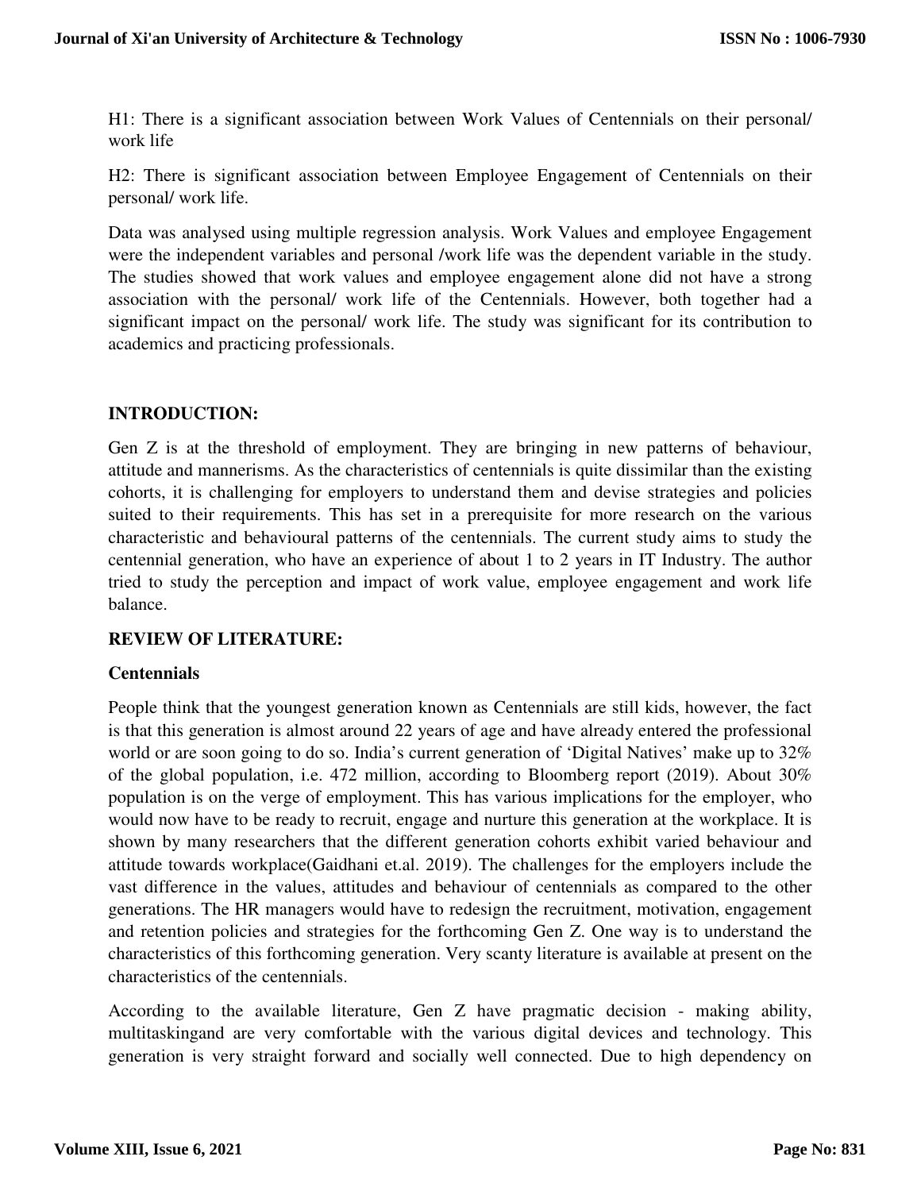H1: There is a significant association between Work Values of Centennials on their personal/ work life

H2: There is significant association between Employee Engagement of Centennials on their personal/ work life.

Data was analysed using multiple regression analysis. Work Values and employee Engagement were the independent variables and personal /work life was the dependent variable in the study. The studies showed that work values and employee engagement alone did not have a strong association with the personal/ work life of the Centennials. However, both together had a significant impact on the personal/ work life. The study was significant for its contribution to academics and practicing professionals.

## INTRODUCTION:

Gen Z is at the threshold of employment. They are bringing in new patterns of behaviour, attitude and mannerisms. As the characteristics of centennials is quite dissimilar than the existing cohorts, it is challenging for employers to understand them and devise strategies and policies suited to their requirements. This has set in a prerequisite for more research on the various characteristic and behavioural patterns of the centennials. The current study aims to study the centennial generation, who have an experience of about 1 to 2 years in IT Industry. The author tried to study the perception and impact of work value, employee engagement and work life balance.

## REVIEW OF LITERATURE:

### Centennials

People think that the youngest generation known as Centennials are still kids, however, the fact is that this generation is almost around 22 years of age and have already entered the professional world or are soon going to do so. India's current generation of 'Digital Natives' make up to 32% of the global population, i.e. 472 million, according to Bloomberg report (2019). About 30% population is on the verge of employment. This has various implications for the employer, who would now have to be ready to recruit, engage and nurture this generation at the workplace. It is shown by many researchers that the different generation cohorts exhibit varied behaviour and attitude towards workplace(Gaidhani et.al. 2019). The challenges for the employers include the vast difference in the values, attitudes and behaviour of centennials as compared to the other generations. The HR managers would have to redesign the recruitment, motivation, engagement and retention policies and strategies for the forthcoming Gen Z. One way is to understand the characteristics of this forthcoming generation. Very scanty literature is available at present on the characteristics of the centennials.

According to the available literature, Gen Z have pragmatic decision - making ability, multitaskingand are very comfortable with the various digital devices and technology. This generation is very straight forward and socially well connected. Due to high dependency on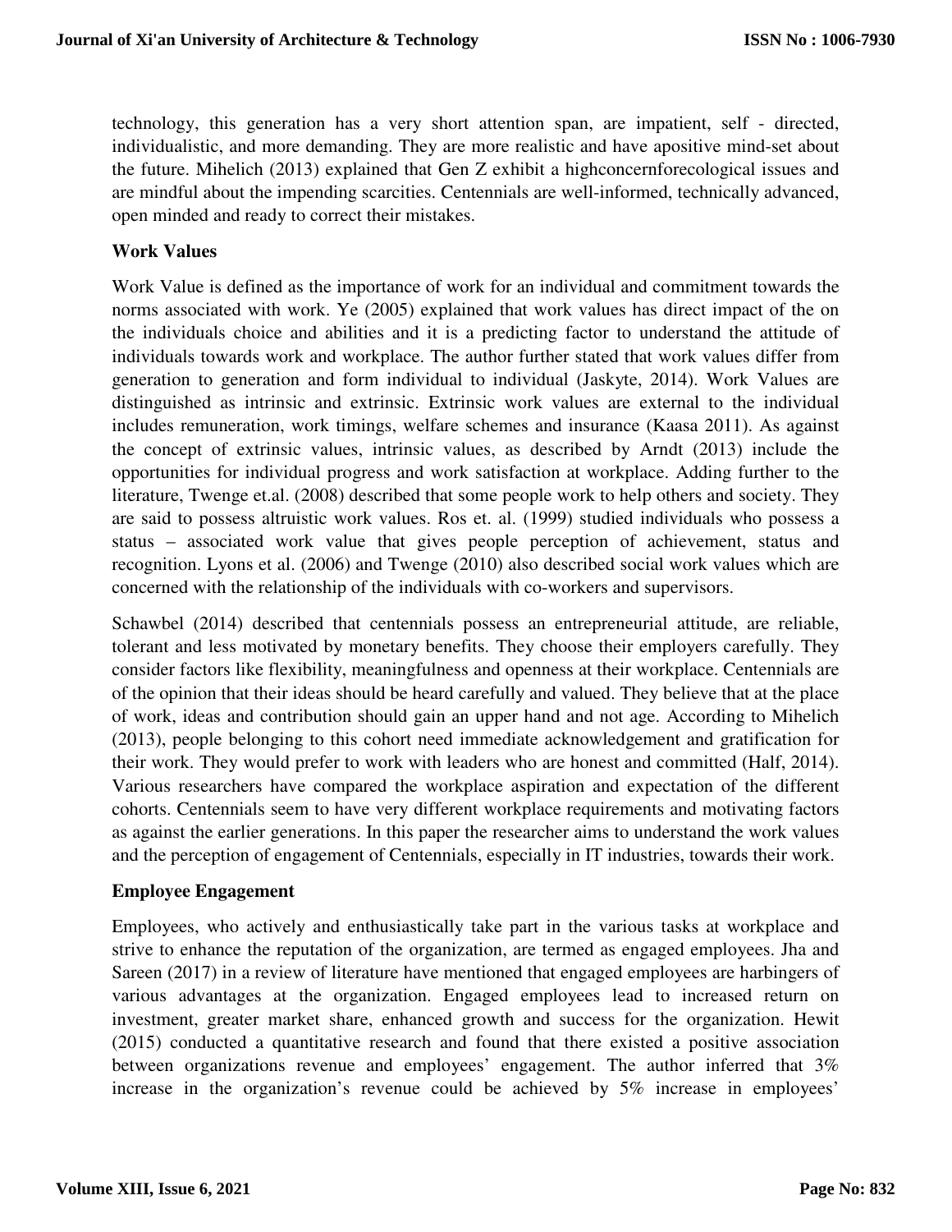technology, this generation has a very short attention span, are impatient, self - directed, individualistic, and more demanding. They are more realistic and have apositive mind-set about the future. Mihelich (2013) explained that Gen Z exhibit a highconcernforecological issues and are mindful about the impending scarcities. Centennials are well-informed, technically advanced, open minded and ready to correct their mistakes.

## Work Values

Work Value is defined as the importance of work for an individual and commitment towards the norms associated with work. Ye (2005) explained that work values has direct impact of the on the individuals choice and abilities and it is a predicting factor to understand the attitude of individuals towards work and workplace. The author further stated that work values differ from generation to generation and form individual to individual (Jaskyte, 2014). Work Values are distinguished as intrinsic and extrinsic. Extrinsic work values are external to the individual includes remuneration, work timings, welfare schemes and insurance (Kaasa 2011). As against the concept of extrinsic values, intrinsic values, as described by Arndt (2013) include the opportunities for individual progress and work satisfaction at workplace. Adding further to the literature, Twenge et.al. (2008) described that some people work to help others and society. They are said to possess altruistic work values. Ros et. al. (1999) studied individuals who possess a status – associated work value that gives people perception of achievement, status and recognition. Lyons et al. (2006) and Twenge (2010) also described social work values which are concerned with the relationship of the individuals with co-workers and supervisors.

Schawbel (2014) described that centennials possess an entrepreneurial attitude, are reliable, tolerant and less motivated by monetary benefits. They choose their employers carefully. They consider factors like flexibility, meaningfulness and openness at their workplace. Centennials are of the opinion that their ideas should be heard carefully and valued. They believe that at the place of work, ideas and contribution should gain an upper hand and not age. According to Mihelich (2013), people belonging to this cohort need immediate acknowledgement and gratification for their work. They would prefer to work with leaders who are honest and committed (Half, 2014). Various researchers have compared the workplace aspiration and expectation of the different cohorts. Centennials seem to have very different workplace requirements and motivating factors as against the earlier generations. In this paper the researcher aims to understand the work values and the perception of engagement of Centennials, especially in IT industries, towards their work.

## Employee Engagement

Employees, who actively and enthusiastically take part in the various tasks at workplace and strive to enhance the reputation of the organization, are termed as engaged employees. Jha and Sareen (2017) in a review of literature have mentioned that engaged employees are harbingers of various advantages at the organization. Engaged employees lead to increased return on investment, greater market share, enhanced growth and success for the organization. Hewit (2015) conducted a quantitative research and found that there existed a positive association between organizations revenue and employees' engagement. The author inferred that 3% increase in the organization's revenue could be achieved by 5% increase in employees'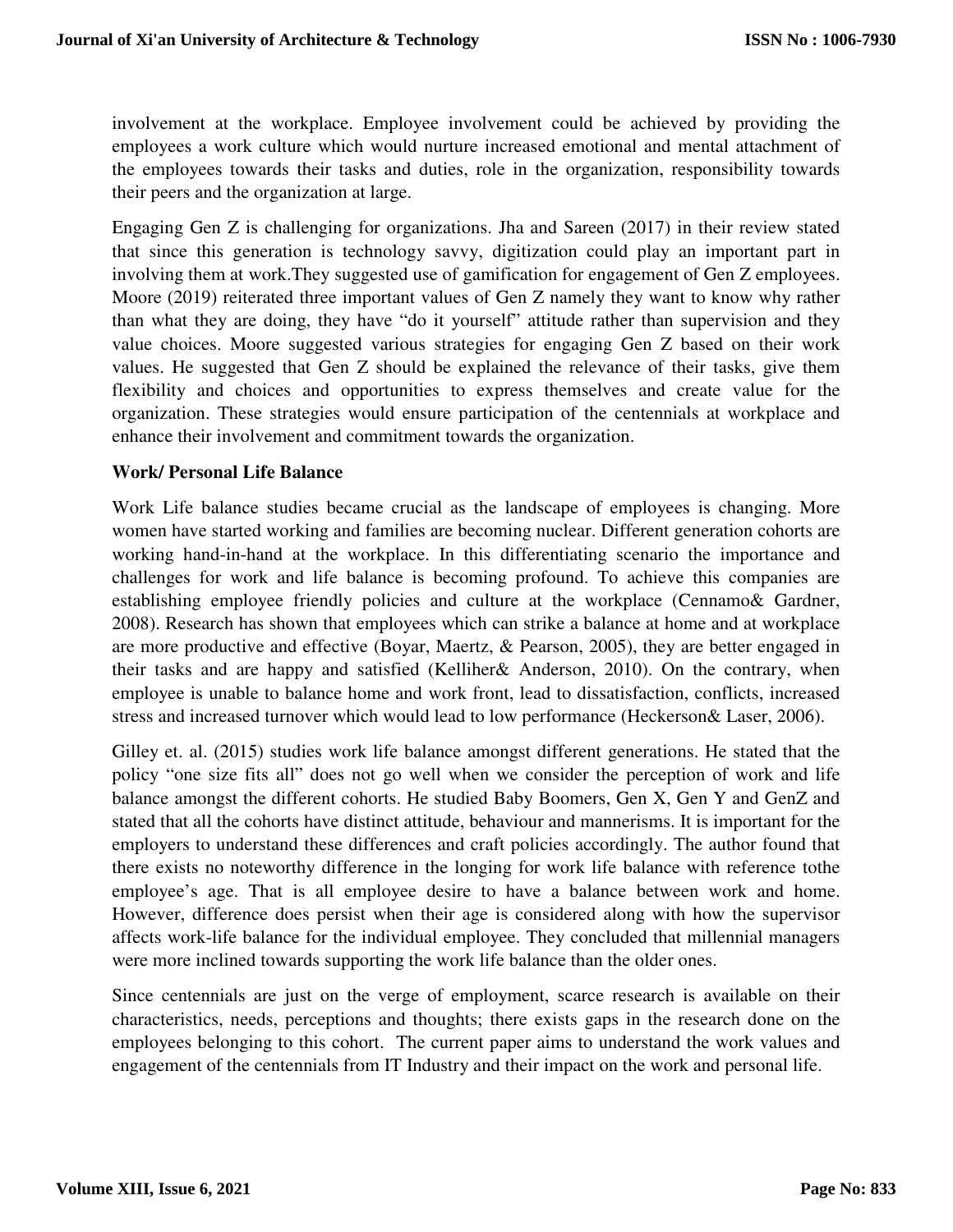involvement at the workplace. Employee involvement could be achieved by providing the employees a work culture which would nurture increased emotional and mental attachment of the employees towards their tasks and duties, role in the organization, responsibility towards their peers and the organization at large.

Engaging Gen Z is challenging for organizations. Jha and Sareen (2017) in their review stated that since this generation is technology savvy, digitization could play an important part in involving them at work.They suggested use of gamification for engagement of Gen Z employees. Moore (2019) reiterated three important values of Gen Z namely they want to know why rather than what they are doing, they have "do it yourself" attitude rather than supervision and they value choices. Moore suggested various strategies for engaging Gen Z based on their work values. He suggested that Gen Z should be explained the relevance of their tasks, give them flexibility and choices and opportunities to express themselves and create value for the organization. These strategies would ensure participation of the centennials at workplace and enhance their involvement and commitment towards the organization.

**Work/ Personal Life Balance**

Work Life balance studies became crucial as the landscape of employees is changing. More women have started working and families are becoming nuclear. Different generation cohorts are working hand-in-hand at the workplace. In this differentiating scenario the importance and challenges for work and life balance is becoming profound. To achieve this companies are establishing employee friendly policies and culture at the workplace (Cennamo& Gardner, 2008). Research has shown that employees which can strike a balance at home and at workplace are more productive and effective (Boyar, Maertz, & Pearson, 2005), they are better engaged in their tasks and are happy and satisfied (Kelliher& Anderson, 2010). On the contrary, when employee is unable to balance home and work front, lead to dissatisfaction, conflicts, increased stress and increased turnover which would lead to low performance (Heckerson& Laser, 2006).

Gilley et. al. (2015) studies work life balance amongst different generations. He stated that the policy "one size fits all" does not go well when we consider the perception of work and life balance amongst the different cohorts. He studied Baby Boomers, Gen X, Gen Y and GenZ and stated that all the cohorts have distinct attitude, behaviour and mannerisms. It is important for the employers to understand these differences and craft policies accordingly. The author found that there exists no noteworthy difference in the longing for work life balance with reference tothe employee's age. That is all employee desire to have a balance between work and home. However, difference does persist when their age is considered along with how the supervisor affects work-life balance for the individual employee. They concluded that millennial managers were more inclined towards supporting the work life balance than the older ones.

Since centennials are just on the verge of employment, scarce research is available on their characteristics, needs, perceptions and thoughts; there exists gaps in the research done on the employees belonging to this cohort. The current paper aims to understand the work values and engagement of the centennials from IT Industry and their impact on the work and personal life.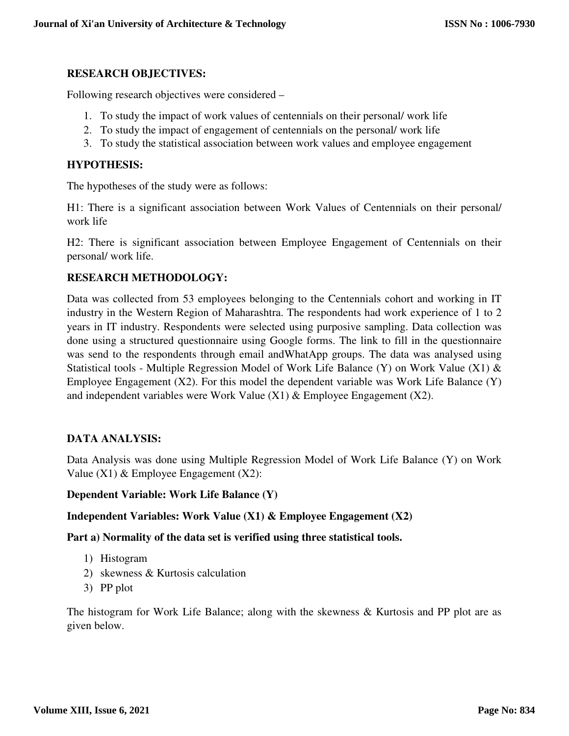## RESEARCH OBJECTIVES:

Following research objectives were considered –

1. To study the impact of work values of centennials on their personal/ work life
2. To study the impact of engagement of centennials on the personal/ work life
3. To study the statistical association between work values and employee engagement

## HYPOTHESIS:

The hypotheses of the study were as follows:

H1: There is a significant association between Work Values of Centennials on their personal/ work life

H2: There is significant association between Employee Engagement of Centennials on their personal/ work life.

## RESEARCH METHODOLOGY:

Data was collected from 53 employees belonging to the Centennials cohort and working in IT industry in the Western Region of Maharashtra. The respondents had work experience of 1 to 2 years in IT industry. Respondents were selected using purposive sampling. Data collection was done using a structured questionnaire using Google forms. The link to fill in the questionnaire was send to the respondents through email andWhatApp groups. The data was analysed using Statistical tools - Multiple Regression Model of Work Life Balance (Y) on Work Value (X1) & Employee Engagement (X2). For this model the dependent variable was Work Life Balance (Y) and independent variables were Work Value (X1) & Employee Engagement (X2).

## DATA ANALYSIS:

Data Analysis was done using Multiple Regression Model of Work Life Balance (Y) on Work Value (X1) & Employee Engagement (X2):

**Dependent Variable: Work Life Balance (Y)**

**Independent Variables: Work Value (X1) & Employee Engagement (X2)**

**Part a) Normality of the data set is verified using three statistical tools.**

1) Histogram
2) skewness & Kurtosis calculation
3) PP plot

The histogram for Work Life Balance; along with the skewness & Kurtosis and PP plot are as given below.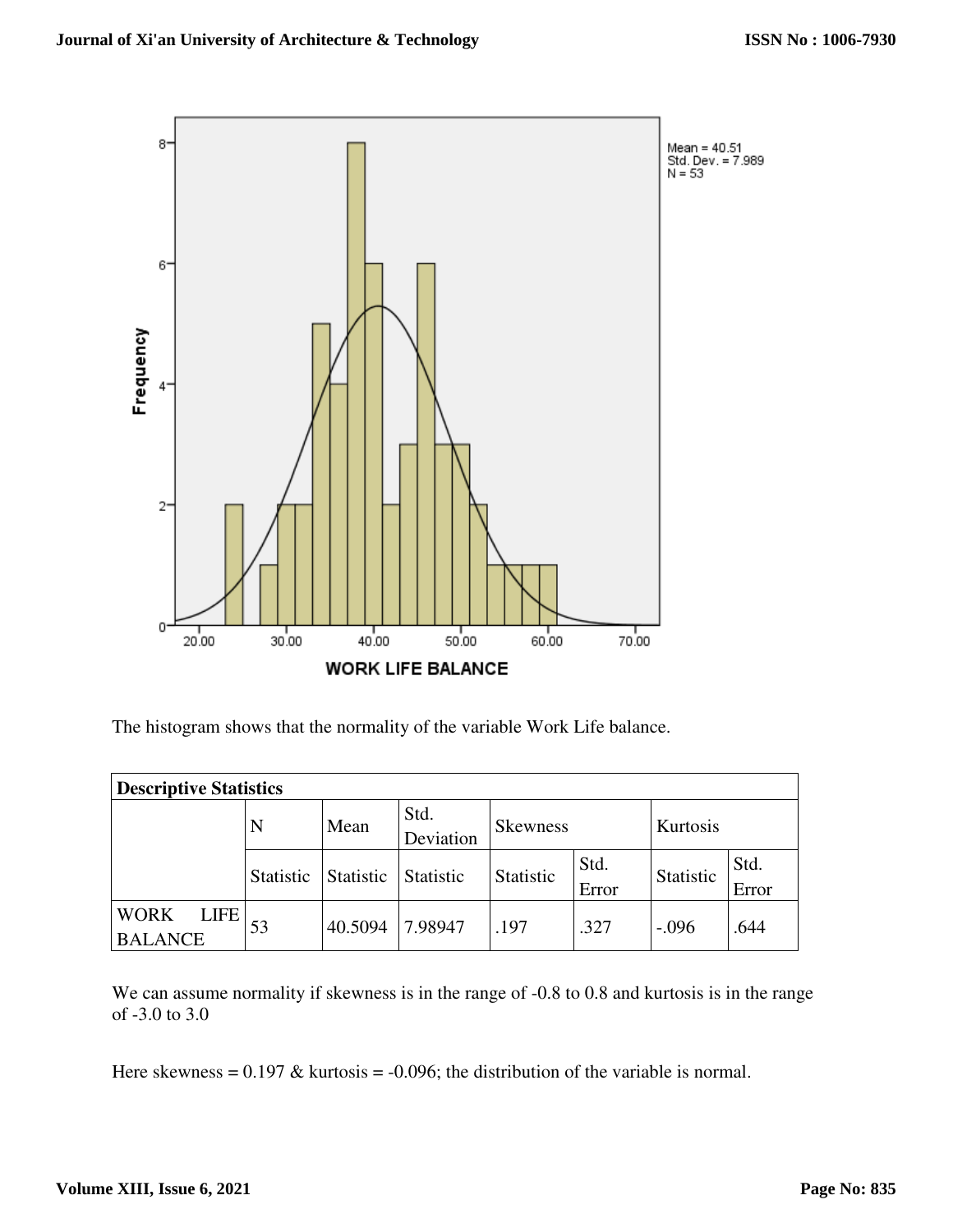The histogram shows that the normality of the variable Work Life balance.

| Descriptive Statistics | | | | | | | |
|---|---|---|---|---|---|---|---|
| | N | Mean | Std. Deviation | Skewness | | Kurtosis | |
| | Statistic | Statistic | Statistic | Statistic | Std. Error | Statistic | Std. Error |
| WORK LIFE BALANCE | 53 | 40.5094 | 7.98947 | .197 | .327 | -.096 | .644 |

We can assume normality if skewness is in the range of -0.8 to 0.8 and kurtosis is in the range of -3.0 to 3.0

Here skewness = 0.197 & kurtosis = -0.096; the distribution of the variable is normal.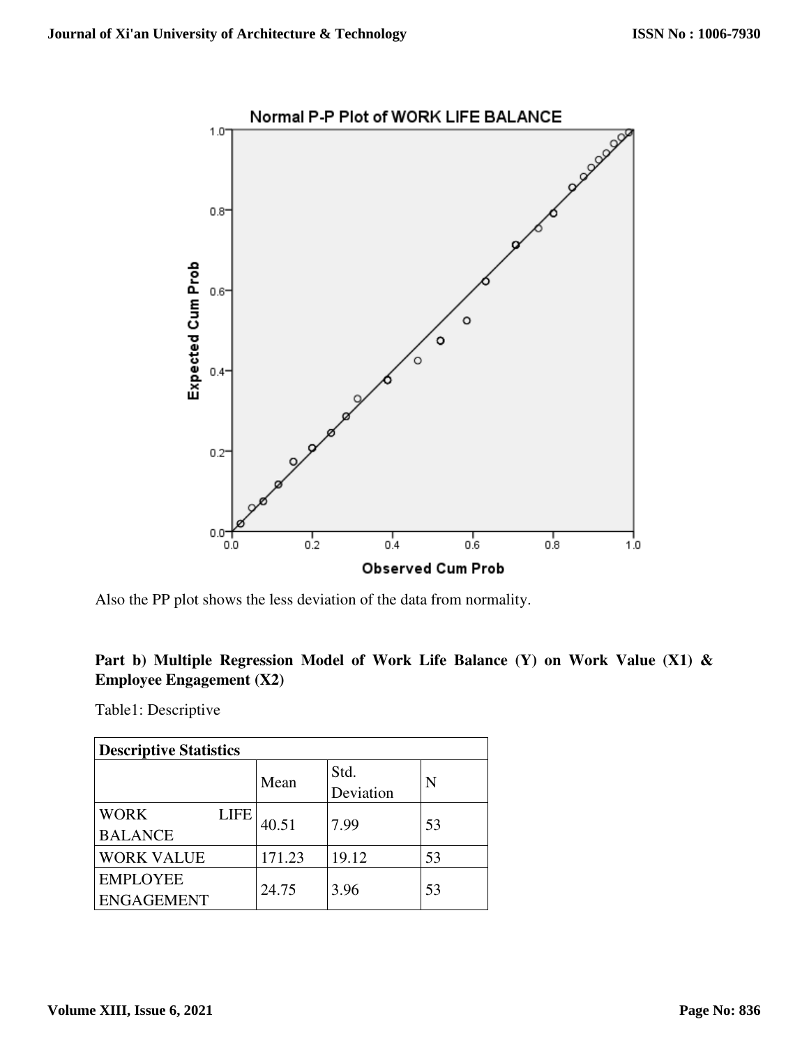Also the PP plot shows the less deviation of the data from normality.

**Part b) Multiple Regression Model of Work Life Balance (Y) on Work Value (X1) & Employee Engagement (X2)**

Table1: Descriptive

| Descriptive Statistics | | | |
|---|---|---|---|
| | Mean | Std. Deviation | N |
| WORK LIFE BALANCE | 40.51 | 7.99 | 53 |
| WORK VALUE | 171.23 | 19.12 | 53 |
| EMPLOYEE ENGAGEMENT | 24.75 | 3.96 | 53 |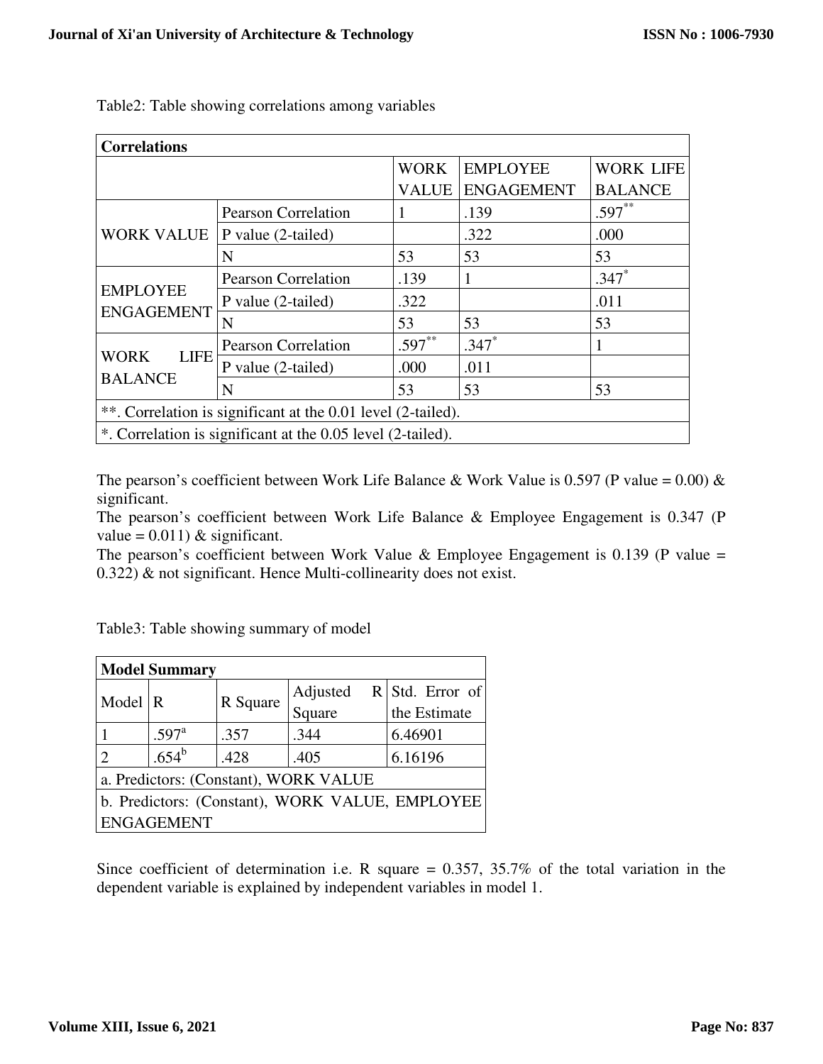Table2: Table showing correlations among variables

| Correlations | | | | |
|---|---|---|---|---|
| | | WORK VALUE | EMPLOYEE ENGAGEMENT | WORK LIFE BALANCE |
| WORK VALUE | Pearson Correlation | 1 | .139 | .597** |
| | P value (2-tailed) | | .322 | .000 |
| | N | 53 | 53 | 53 |
| EMPLOYEE ENGAGEMENT | Pearson Correlation | .139 | 1 | .347* |
| | P value (2-tailed) | .322 | | .011 |
| | N | 53 | 53 | 53 |
| WORK LIFE BALANCE | Pearson Correlation | .597** | .347* | 1 |
| | P value (2-tailed) | .000 | .011 | |
| | N | 53 | 53 | 53 |
| **. Correlation is significant at the 0.01 level (2-tailed). | | | | |
| *. Correlation is significant at the 0.05 level (2-tailed). | | | | |

The pearson's coefficient between Work Life Balance & Work Value is 0.597 (P value = 0.00) & significant.
The pearson's coefficient between Work Life Balance & Employee Engagement is 0.347 (P value = 0.011) & significant.
The pearson's coefficient between Work Value & Employee Engagement is 0.139 (P value = 0.322) & not significant. Hence Multi-collinearity does not exist.

Table3: Table showing summary of model

| Model Summary | | | | |
|---|---|---|---|---|
| Model | R | R Square | Adjusted R Square | Std. Error of the Estimate |
| 1 | .597[a] | .357 | .344 | 6.46901 |
| 2 | .654[b] | .428 | .405 | 6.16196 |
| a. Predictors: (Constant), WORK VALUE | | | | |
| b. Predictors: (Constant), WORK VALUE, EMPLOYEE ENGAGEMENT | | | | |

Since coefficient of determination i.e. R square = 0.357, 35.7% of the total variation in the dependent variable is explained by independent variables in model 1.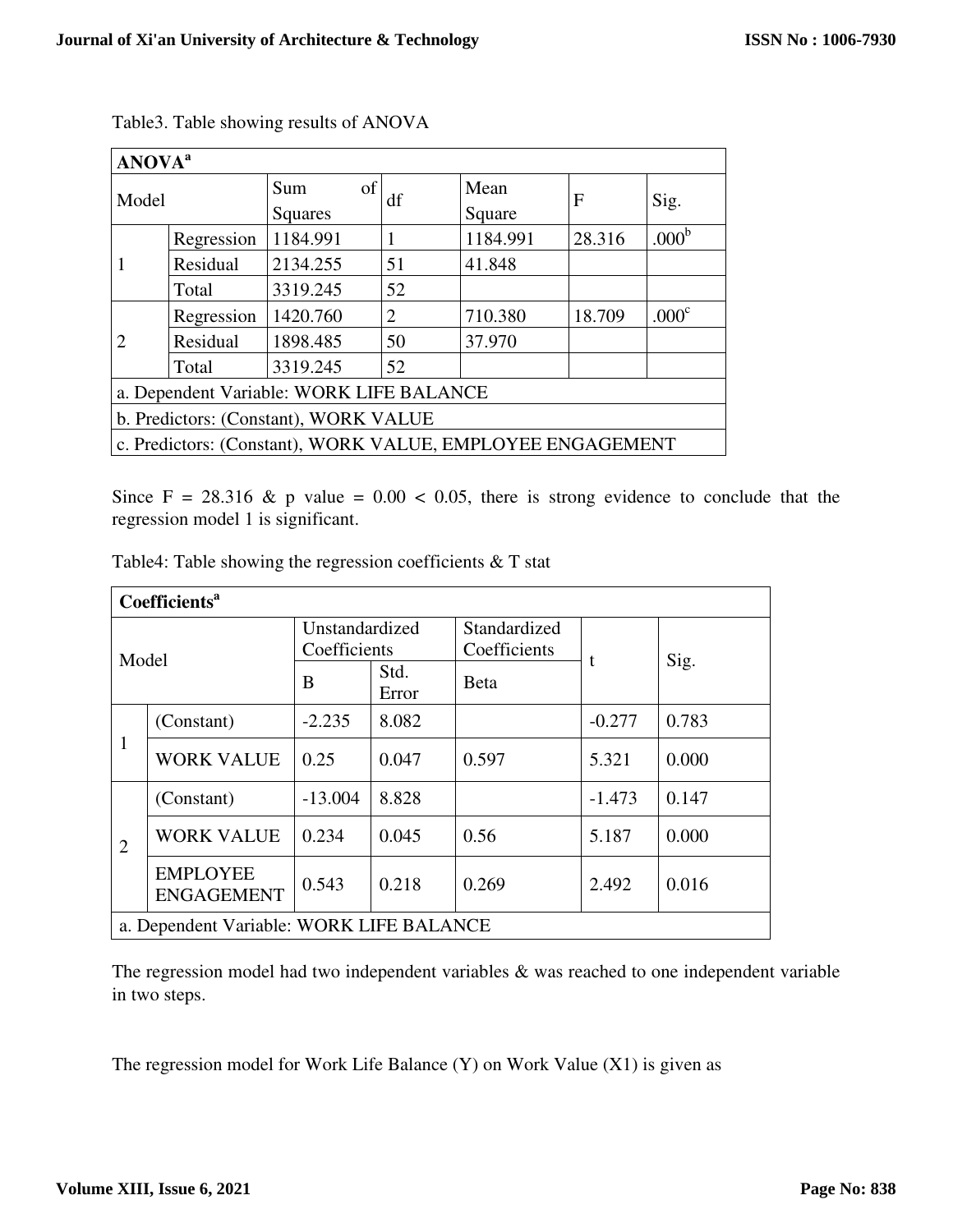Table3. Table showing results of ANOVA

| ANOVA[a] | | | | | | |
|---|---|---|---|---|---|---|
| Model | | Sum of Squares | df | Mean Square | F | Sig. |
| 1 | Regression | 1184.991 | 1 | 1184.991 | 28.316 | .000[b] |
| | Residual | 2134.255 | 51 | 41.848 | | |
| | Total | 3319.245 | 52 | | | |
| 2 | Regression | 1420.760 | 2 | 710.380 | 18.709 | .000[c] |
| | Residual | 1898.485 | 50 | 37.970 | | |
| | Total | 3319.245 | 52 | | | |
| a. Dependent Variable: WORK LIFE BALANCE | | | | | | |
| b. Predictors: (Constant), WORK VALUE | | | | | | |
| c. Predictors: (Constant), WORK VALUE, EMPLOYEE ENGAGEMENT | | | | | | |

Since F = 28.316 & p value = 0.00 < 0.05, there is strong evidence to conclude that the regression model 1 is significant.

Table4: Table showing the regression coefficients & T stat

| Coefficients[a] | | | | | | |
|---|---|---|---|---|---|---|
| Model | | Unstandardized Coefficients | | Standardized Coefficients | t | Sig. |
| | | B | Std. Error | Beta | | |
| 1 | (Constant) | -2.235 | 8.082 | | -0.277 | 0.783 |
| | WORK VALUE | 0.25 | 0.047 | 0.597 | 5.321 | 0.000 |
| 2 | (Constant) | -13.004 | 8.828 | | -1.473 | 0.147 |
| | WORK VALUE | 0.234 | 0.045 | 0.56 | 5.187 | 0.000 |
| | EMPLOYEE ENGAGEMENT | 0.543 | 0.218 | 0.269 | 2.492 | 0.016 |
| a. Dependent Variable: WORK LIFE BALANCE | | | | | | |

The regression model had two independent variables & was reached to one independent variable in two steps.

The regression model for Work Life Balance (Y) on Work Value (X1) is given as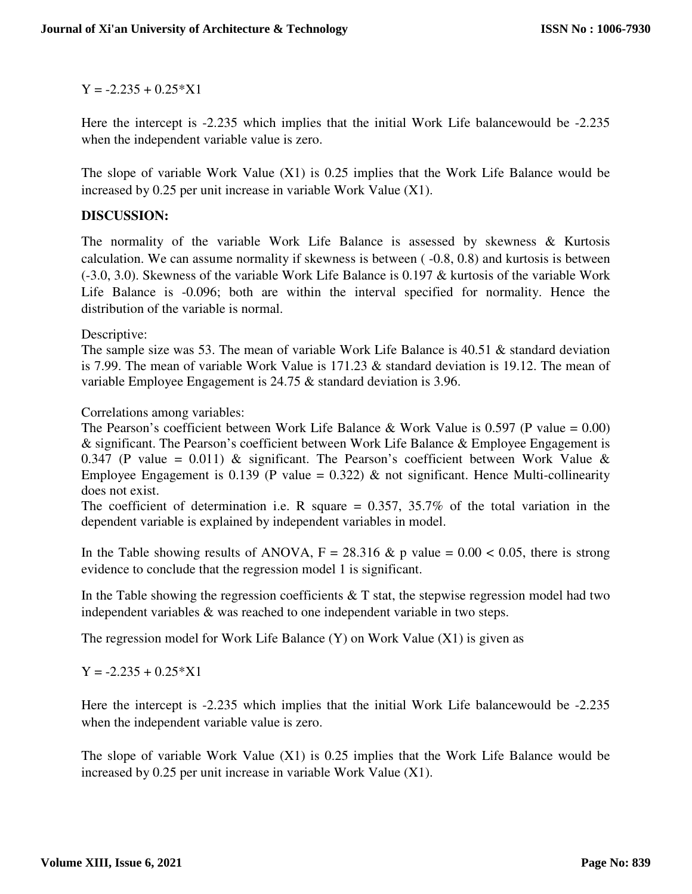$Y = -2.235 + 0.25*X1$

Here the intercept is -2.235 which implies that the initial Work Life balancewould be -2.235 when the independent variable value is zero.

The slope of variable Work Value (X1) is 0.25 implies that the Work Life Balance would be increased by 0.25 per unit increase in variable Work Value (X1).

**DISCUSSION:**

The normality of the variable Work Life Balance is assessed by skewness & Kurtosis calculation. We can assume normality if skewness is between ( -0.8, 0.8) and kurtosis is between (-3.0, 3.0). Skewness of the variable Work Life Balance is 0.197 & kurtosis of the variable Work Life Balance is -0.096; both are within the interval specified for normality. Hence the distribution of the variable is normal.

Descriptive:
The sample size was 53. The mean of variable Work Life Balance is 40.51 & standard deviation is 7.99. The mean of variable Work Value is 171.23 & standard deviation is 19.12. The mean of variable Employee Engagement is 24.75 & standard deviation is 3.96.

Correlations among variables:
The Pearson's coefficient between Work Life Balance & Work Value is 0.597 (P value = 0.00) & significant. The Pearson's coefficient between Work Life Balance & Employee Engagement is 0.347 (P value = 0.011) & significant. The Pearson's coefficient between Work Value & Employee Engagement is 0.139 (P value = 0.322) & not significant. Hence Multi-collinearity does not exist.
The coefficient of determination i.e. R square = 0.357, 35.7% of the total variation in the dependent variable is explained by independent variables in model.

In the Table showing results of ANOVA, $F = 28.316$ & p value = $0.00 < 0.05$, there is strong evidence to conclude that the regression model 1 is significant.

In the Table showing the regression coefficients & T stat, the stepwise regression model had two independent variables & was reached to one independent variable in two steps.

The regression model for Work Life Balance (Y) on Work Value (X1) is given as

$Y = -2.235 + 0.25*X1$

Here the intercept is -2.235 which implies that the initial Work Life balancewould be -2.235 when the independent variable value is zero.

The slope of variable Work Value (X1) is 0.25 implies that the Work Life Balance would be increased by 0.25 per unit increase in variable Work Value (X1).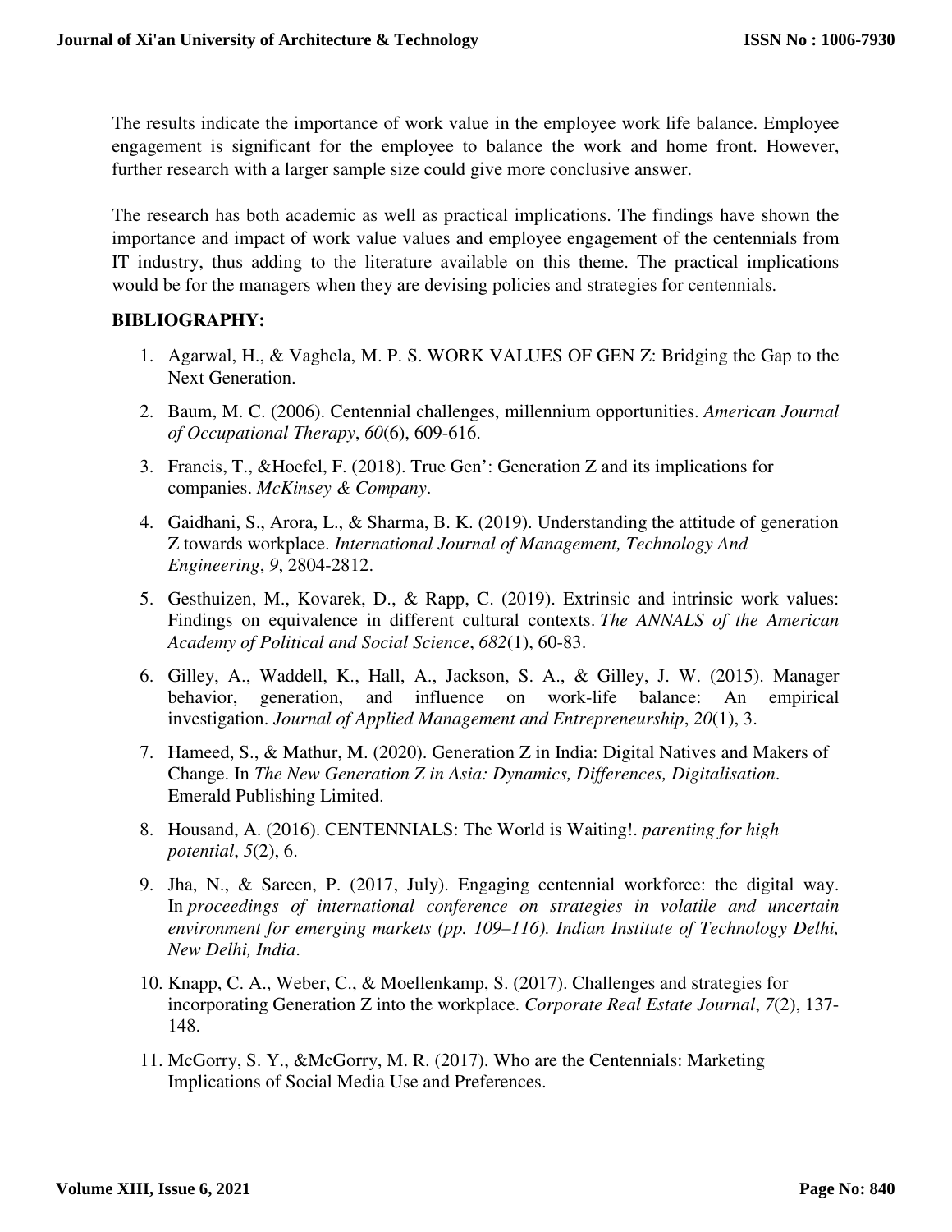The results indicate the importance of work value in the employee work life balance. Employee engagement is significant for the employee to balance the work and home front. However, further research with a larger sample size could give more conclusive answer.

The research has both academic as well as practical implications. The findings have shown the importance and impact of work value values and employee engagement of the centennials from IT industry, thus adding to the literature available on this theme. The practical implications would be for the managers when they are devising policies and strategies for centennials.

**BIBLIOGRAPHY:**

1. Agarwal, H., & Vaghela, M. P. S. WORK VALUES OF GEN Z: Bridging the Gap to the Next Generation.
2. Baum, M. C. (2006). Centennial challenges, millennium opportunities. *American Journal of Occupational Therapy*, *60*(6), 609-616.
3. Francis, T., &Hoefel, F. (2018). True Gen': Generation Z and its implications for companies. *McKinsey & Company*.
4. Gaidhani, S., Arora, L., & Sharma, B. K. (2019). Understanding the attitude of generation Z towards workplace. *International Journal of Management, Technology And Engineering*, *9*, 2804-2812.
5. Gesthuizen, M., Kovarek, D., & Rapp, C. (2019). Extrinsic and intrinsic work values: Findings on equivalence in different cultural contexts. *The ANNALS of the American Academy of Political and Social Science*, *682*(1), 60-83.
6. Gilley, A., Waddell, K., Hall, A., Jackson, S. A., & Gilley, J. W. (2015). Manager behavior, generation, and influence on work-life balance: An empirical investigation. *Journal of Applied Management and Entrepreneurship*, *20*(1), 3.
7. Hameed, S., & Mathur, M. (2020). Generation Z in India: Digital Natives and Makers of Change. In *The New Generation Z in Asia: Dynamics, Differences, Digitalisation*. Emerald Publishing Limited.
8. Housand, A. (2016). CENTENNIALS: The World is Waiting!. *parenting for high potential*, *5*(2), 6.
9. Jha, N., & Sareen, P. (2017, July). Engaging centennial workforce: the digital way. In *proceedings of international conference on strategies in volatile and uncertain environment for emerging markets (pp. 109–116). Indian Institute of Technology Delhi, New Delhi, India*.
10. Knapp, C. A., Weber, C., & Moellenkamp, S. (2017). Challenges and strategies for incorporating Generation Z into the workplace. *Corporate Real Estate Journal*, *7*(2), 137-148.
11. McGorry, S. Y., &McGorry, M. R. (2017). Who are the Centennials: Marketing Implications of Social Media Use and Preferences.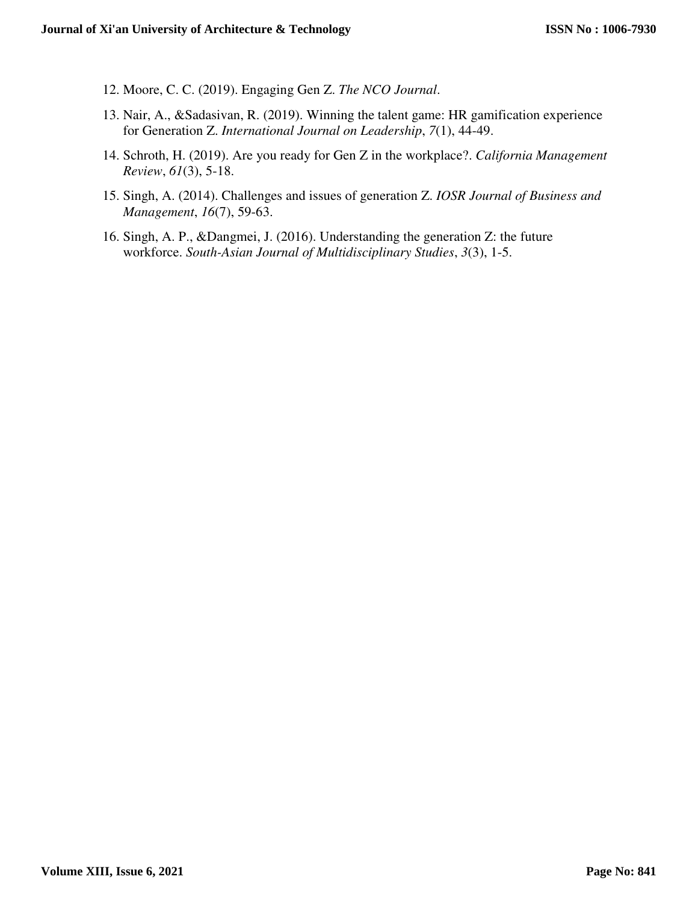12. Moore, C. C. (2019). Engaging Gen Z. *The NCO Journal*.
13. Nair, A., &Sadasivan, R. (2019). Winning the talent game: HR gamification experience for Generation Z. *International Journal on Leadership*, *7*(1), 44-49.
14. Schroth, H. (2019). Are you ready for Gen Z in the workplace?. *California Management Review*, *61*(3), 5-18.
15. Singh, A. (2014). Challenges and issues of generation Z. *IOSR Journal of Business and Management*, *16*(7), 59-63.
16. Singh, A. P., &Dangmei, J. (2016). Understanding the generation Z: the future workforce. *South-Asian Journal of Multidisciplinary Studies*, *3*(3), 1-5.